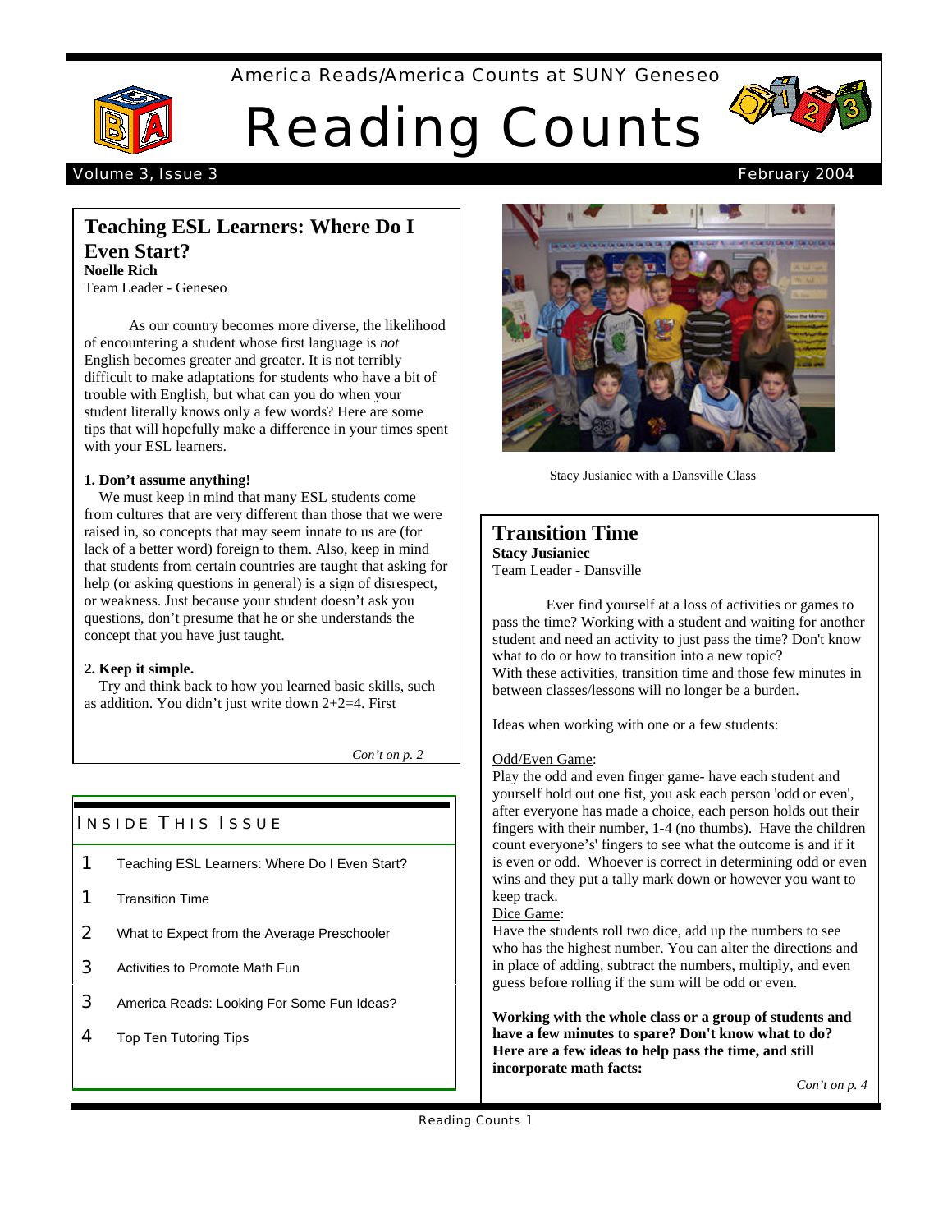America Reads/America Counts at SUNY Geneseo

# Reading Counts

Volume 3, Issue 3 February 2004

## Teaching ESL Learners: Where Do I Even Start?

**Noelle Rich**
Team Leader - Geneseo

As our country becomes more diverse, the likelihood of encountering a student whose first language is *not* English becomes greater and greater. It is not terribly difficult to make adaptations for students who have a bit of trouble with English, but what can you do when your student literally knows only a few words? Here are some tips that will hopefully make a difference in your times spent with your ESL learners.

**1. Don't assume anything!**

We must keep in mind that many ESL students come from cultures that are very different than those that we were raised in, so concepts that may seem innate to us are (for lack of a better word) foreign to them. Also, keep in mind that students from certain countries are taught that asking for help (or asking questions in general) is a sign of disrespect, or weakness. Just because your student doesn't ask you questions, don't presume that he or she understands the concept that you have just taught.

**2. Keep it simple.**

Try and think back to how you learned basic skills, such as addition. You didn't just write down 2+2=4. First

*Con't on p. 2*

### Inside This Issue

| | |
|---|---|
| 1 | Teaching ESL Learners: Where Do I Even Start? |
| 1 | Transition Time |
| 2 | What to Expect from the Average Preschooler |
| 3 | Activities to Promote Math Fun |
| 3 | America Reads: Looking For Some Fun Ideas? |
| 4 | Top Ten Tutoring Tips |

Stacy Jusianiec with a Dansville Class

## Transition Time

**Stacy Jusianiec**
Team Leader - Dansville

Ever find yourself at a loss of activities or games to pass the time? Working with a student and waiting for another student and need an activity to just pass the time? Don't know what to do or how to transition into a new topic? With these activities, transition time and those few minutes in between classes/lessons will no longer be a burden.

Ideas when working with one or a few students:

Odd/Even Game:
Play the odd and even finger game- have each student and yourself hold out one fist, you ask each person 'odd or even', after everyone has made a choice, each person holds out their fingers with their number, 1-4 (no thumbs). Have the children count everyone's' fingers to see what the outcome is and if it is even or odd. Whoever is correct in determining odd or even wins and they put a tally mark down or however you want to keep track.

Dice Game:
Have the students roll two dice, add up the numbers to see who has the highest number. You can alter the directions and in place of adding, subtract the numbers, multiply, and even guess before rolling if the sum will be odd or even.

**Working with the whole class or a group of students and have a few minutes to spare? Don't know what to do? Here are a few ideas to help pass the time, and still incorporate math facts:**

*Con't on p. 4*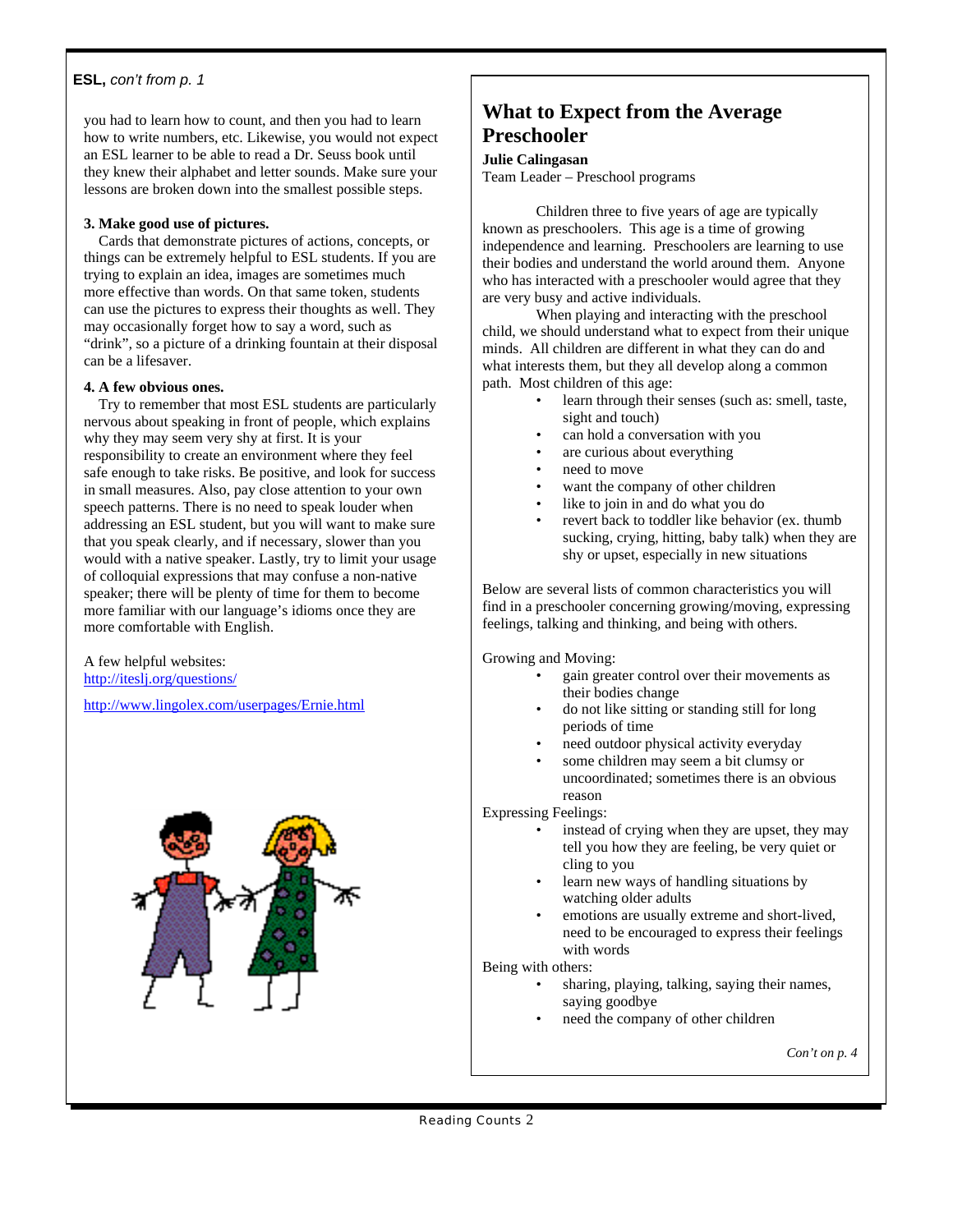**ESL,** *con't from p. 1*

you had to learn how to count, and then you had to learn how to write numbers, etc. Likewise, you would not expect an ESL learner to be able to read a Dr. Seuss book until they knew their alphabet and letter sounds. Make sure your lessons are broken down into the smallest possible steps.

**3. Make good use of pictures.**

Cards that demonstrate pictures of actions, concepts, or things can be extremely helpful to ESL students. If you are trying to explain an idea, images are sometimes much more effective than words. On that same token, students can use the pictures to express their thoughts as well. They may occasionally forget how to say a word, such as "drink", so a picture of a drinking fountain at their disposal can be a lifesaver.

**4. A few obvious ones.**

Try to remember that most ESL students are particularly nervous about speaking in front of people, which explains why they may seem very shy at first. It is your responsibility to create an environment where they feel safe enough to take risks. Be positive, and look for success in small measures. Also, pay close attention to your own speech patterns. There is no need to speak louder when addressing an ESL student, but you will want to make sure that you speak clearly, and if necessary, slower than you would with a native speaker. Lastly, try to limit your usage of colloquial expressions that may confuse a non-native speaker; there will be plenty of time for them to become more familiar with our language's idioms once they are more comfortable with English.

A few helpful websites:
http://iteslj.org/questions/

http://www.lingolex.com/userpages/Ernie.html

## What to Expect from the Average Preschooler

**Julie Calingasan**
Team Leader – Preschool programs

Children three to five years of age are typically known as preschoolers. This age is a time of growing independence and learning. Preschoolers are learning to use their bodies and understand the world around them. Anyone who has interacted with a preschooler would agree that they are very busy and active individuals.

When playing and interacting with the preschool child, we should understand what to expect from their unique minds. All children are different in what they can do and what interests them, but they all develop along a common path. Most children of this age:

- learn through their senses (such as: smell, taste, sight and touch)
- can hold a conversation with you
- are curious about everything
- need to move
- want the company of other children
- like to join in and do what you do
- revert back to toddler like behavior (ex. thumb sucking, crying, hitting, baby talk) when they are shy or upset, especially in new situations

Below are several lists of common characteristics you will find in a preschooler concerning growing/moving, expressing feelings, talking and thinking, and being with others.

Growing and Moving:

- gain greater control over their movements as their bodies change
- do not like sitting or standing still for long periods of time
- need outdoor physical activity everyday
- some children may seem a bit clumsy or uncoordinated; sometimes there is an obvious reason

Expressing Feelings:

- instead of crying when they are upset, they may tell you how they are feeling, be very quiet or cling to you
- learn new ways of handling situations by watching older adults
- emotions are usually extreme and short-lived, need to be encouraged to express their feelings with words

Being with others:

- sharing, playing, talking, saying their names, saying goodbye
- need the company of other children

*Con't on p. 4*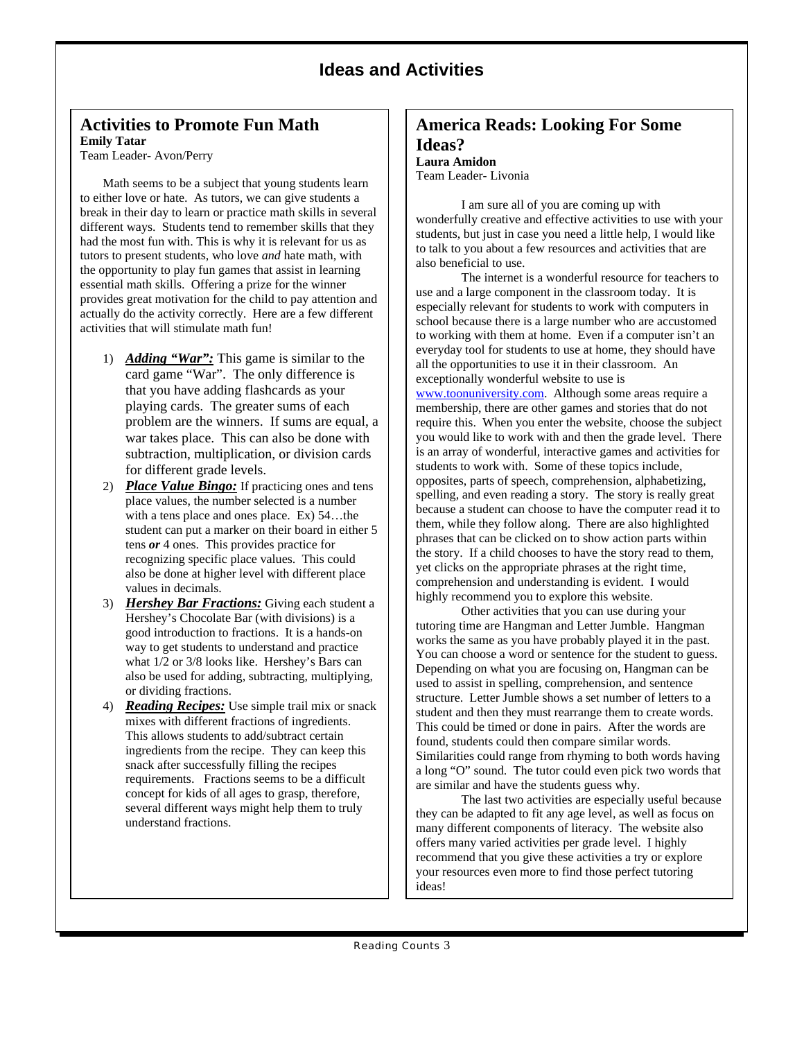# Ideas and Activities

## Activities to Promote Fun Math

**Emily Tatar**
Team Leader- Avon/Perry

Math seems to be a subject that young students learn to either love or hate. As tutors, we can give students a break in their day to learn or practice math skills in several different ways. Students tend to remember skills that they had the most fun with. This is why it is relevant for us as tutors to present students, who love *and* hate math, with the opportunity to play fun games that assist in learning essential math skills. Offering a prize for the winner provides great motivation for the child to pay attention and actually do the activity correctly. Here are a few different activities that will stimulate math fun!

1) ***Adding "War":*** This game is similar to the card game "War". The only difference is that you have adding flashcards as your playing cards. The greater sums of each problem are the winners. If sums are equal, a war takes place. This can also be done with subtraction, multiplication, or division cards for different grade levels.
2) ***Place Value Bingo:*** If practicing ones and tens place values, the number selected is a number with a tens place and ones place. Ex) 54…the student can put a marker on their board in either 5 tens ***or*** 4 ones. This provides practice for recognizing specific place values. This could also be done at higher level with different place values in decimals.
3) ***Hershey Bar Fractions:*** Giving each student a Hershey's Chocolate Bar (with divisions) is a good introduction to fractions. It is a hands-on way to get students to understand and practice what 1/2 or 3/8 looks like. Hershey's Bars can also be used for adding, subtracting, multiplying, or dividing fractions.
4) ***Reading Recipes:*** Use simple trail mix or snack mixes with different fractions of ingredients. This allows students to add/subtract certain ingredients from the recipe. They can keep this snack after successfully filling the recipes requirements. Fractions seems to be a difficult concept for kids of all ages to grasp, therefore, several different ways might help them to truly understand fractions.

## America Reads: Looking For Some Ideas?

**Laura Amidon**
Team Leader- Livonia

I am sure all of you are coming up with wonderfully creative and effective activities to use with your students, but just in case you need a little help, I would like to talk to you about a few resources and activities that are also beneficial to use.

The internet is a wonderful resource for teachers to use and a large component in the classroom today. It is especially relevant for students to work with computers in school because there is a large number who are accustomed to working with them at home. Even if a computer isn't an everyday tool for students to use at home, they should have all the opportunities to use it in their classroom. An exceptionally wonderful website to use is www.toonuniversity.com. Although some areas require a membership, there are other games and stories that do not require this. When you enter the website, choose the subject you would like to work with and then the grade level. There is an array of wonderful, interactive games and activities for students to work with. Some of these topics include, opposites, parts of speech, comprehension, alphabetizing, spelling, and even reading a story. The story is really great because a student can choose to have the computer read it to them, while they follow along. There are also highlighted phrases that can be clicked on to show action parts within the story. If a child chooses to have the story read to them, yet clicks on the appropriate phrases at the right time, comprehension and understanding is evident. I would highly recommend you to explore this website.

Other activities that you can use during your tutoring time are Hangman and Letter Jumble. Hangman works the same as you have probably played it in the past. You can choose a word or sentence for the student to guess. Depending on what you are focusing on, Hangman can be used to assist in spelling, comprehension, and sentence structure. Letter Jumble shows a set number of letters to a student and then they must rearrange them to create words. This could be timed or done in pairs. After the words are found, students could then compare similar words. Similarities could range from rhyming to both words having a long "O" sound. The tutor could even pick two words that are similar and have the students guess why.

The last two activities are especially useful because they can be adapted to fit any age level, as well as focus on many different components of literacy. The website also offers many varied activities per grade level. I highly recommend that you give these activities a try or explore your resources even more to find those perfect tutoring ideas!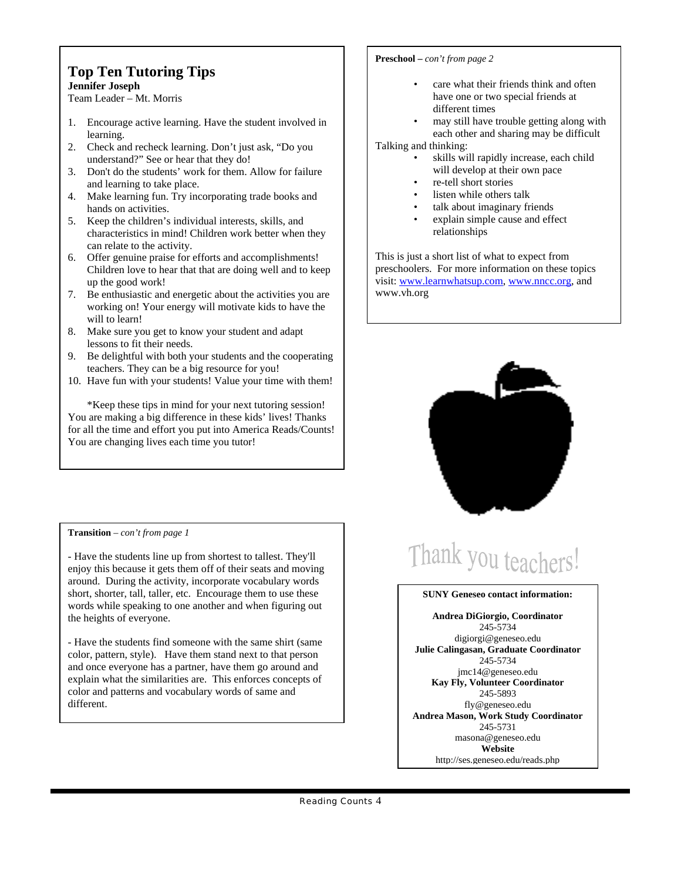## Top Ten Tutoring Tips

**Jennifer Joseph**
Team Leader – Mt. Morris

1. Encourage active learning. Have the student involved in learning.
2. Check and recheck learning. Don't just ask, "Do you understand?" See or hear that they do!
3. Don't do the students' work for them. Allow for failure and learning to take place.
4. Make learning fun. Try incorporating trade books and hands on activities.
5. Keep the children's individual interests, skills, and characteristics in mind! Children work better when they can relate to the activity.
6. Offer genuine praise for efforts and accomplishments! Children love to hear that that are doing well and to keep up the good work!
7. Be enthusiastic and energetic about the activities you are working on! Your energy will motivate kids to have the will to learn!
8. Make sure you get to know your student and adapt lessons to fit their needs.
9. Be delightful with both your students and the cooperating teachers. They can be a big resource for you!
10. Have fun with your students! Value your time with them!

*Keep these tips in mind for your next tutoring session! You are making a big difference in these kids' lives! Thanks for all the time and effort you put into America Reads/Counts! You are changing lives each time you tutor!

**Transition** – *con't from page 1*

- Have the students line up from shortest to tallest. They'll enjoy this because it gets them off of their seats and moving around. During the activity, incorporate vocabulary words short, shorter, tall, taller, etc. Encourage them to use these words while speaking to one another and when figuring out the heights of everyone.

- Have the students find someone with the same shirt (same color, pattern, style). Have them stand next to that person and once everyone has a partner, have them go around and explain what the similarities are. This enforces concepts of color and patterns and vocabulary words of same and different.

**Preschool** – *con't from page 2*

- care what their friends think and often have one or two special friends at different times
- may still have trouble getting along with each other and sharing may be difficult

Talking and thinking:

- skills will rapidly increase, each child will develop at their own pace
- re-tell short stories
- listen while others talk
- talk about imaginary friends
- explain simple cause and effect relationships

This is just a short list of what to expect from preschoolers. For more information on these topics visit: www.learnwhatsup.com, www.nncc.org, and www.vh.org

Thank you teachers!

**SUNY Geneseo contact information:**

**Andrea DiGiorgio, Coordinator**
245-5734
digiorgi@geneseo.edu
**Julie Calingasan, Graduate Coordinator**
245-5734
jmc14@geneseo.edu
**Kay Fly, Volunteer Coordinator**
245-5893
fly@geneseo.edu
**Andrea Mason, Work Study Coordinator**
245-5731
masona@geneseo.edu
**Website**
http://ses.geneseo.edu/reads.php